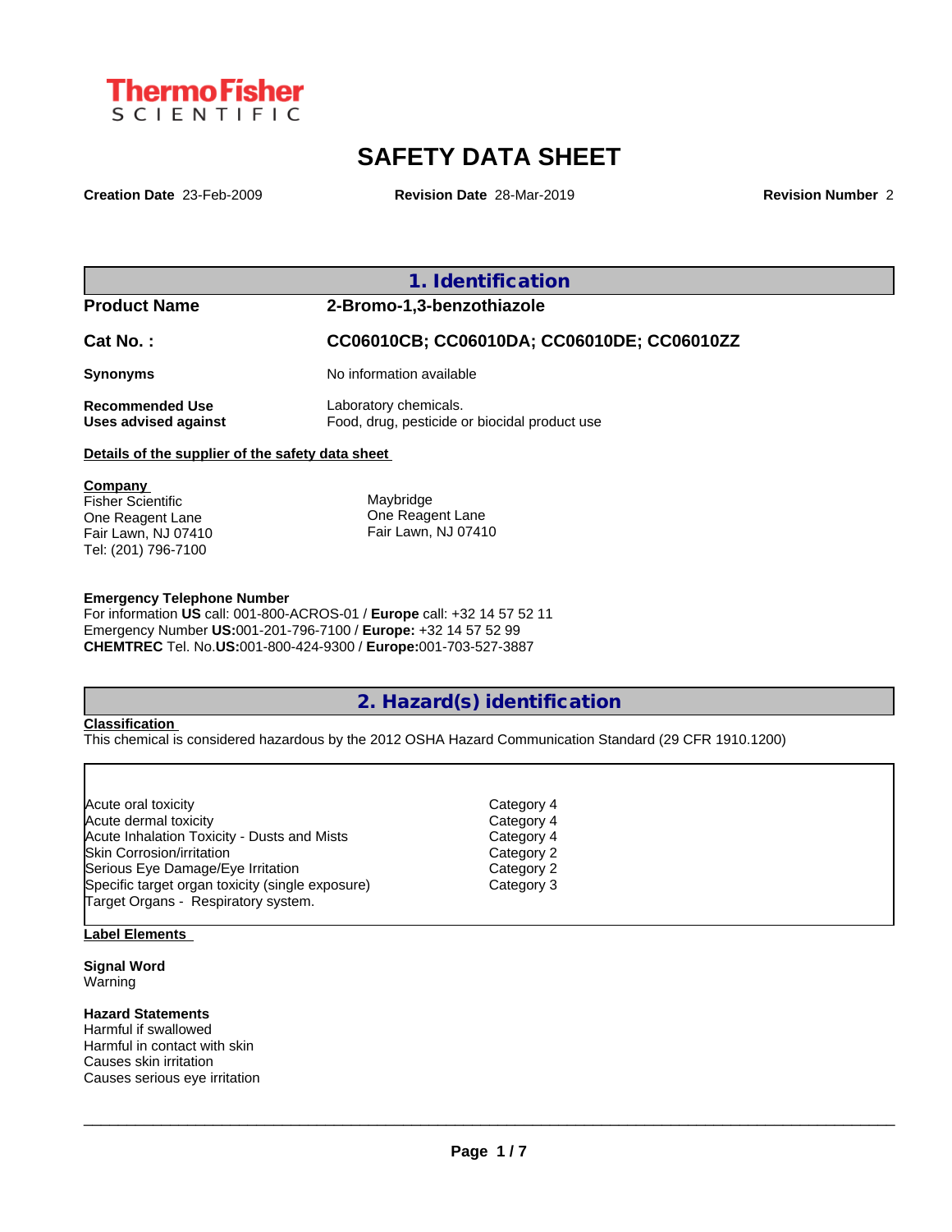Thermo Fisher SCIENTIFIC

# SAFETY DATA SHEET

**Creation Date** 23-Feb-2009 **Revision Date** 28-Mar-2019 **Revision Number** 2

## 1. Identification

| | |
|---|---|
| **Product Name** | **2-Bromo-1,3-benzothiazole** |
| **Cat No. :** | **CC06010CB; CC06010DA; CC06010DE; CC06010ZZ** |
| **Synonyms** | No information available |
| **Recommended Use** | Laboratory chemicals. |
| **Uses advised against** | Food, drug, pesticide or biocidal product use |

**Details of the supplier of the safety data sheet**

**Company**
Fisher Scientific
One Reagent Lane
Fair Lawn, NJ 07410
Tel: (201) 796-7100

Maybridge
One Reagent Lane
Fair Lawn, NJ 07410

**Emergency Telephone Number**
For information **US** call: 001-800-ACROS-01 / **Europe** call: +32 14 57 52 11
Emergency Number **US:**001-201-796-7100 / **Europe:** +32 14 57 52 99
**CHEMTREC** Tel. No.**US:**001-800-424-9300 / **Europe:**001-703-527-3887

## 2. Hazard(s) identification

**Classification**
This chemical is considered hazardous by the 2012 OSHA Hazard Communication Standard (29 CFR 1910.1200)

| | |
|---|---|
| Acute oral toxicity | Category 4 |
| Acute dermal toxicity | Category 4 |
| Acute Inhalation Toxicity - Dusts and Mists | Category 4 |
| Skin Corrosion/irritation | Category 2 |
| Serious Eye Damage/Eye Irritation | Category 2 |
| Specific target organ toxicity (single exposure) | Category 3 |
| Target Organs - Respiratory system. | |

**Label Elements**

**Signal Word**
Warning

**Hazard Statements**
Harmful if swallowed
Harmful in contact with skin
Causes skin irritation
Causes serious eye irritation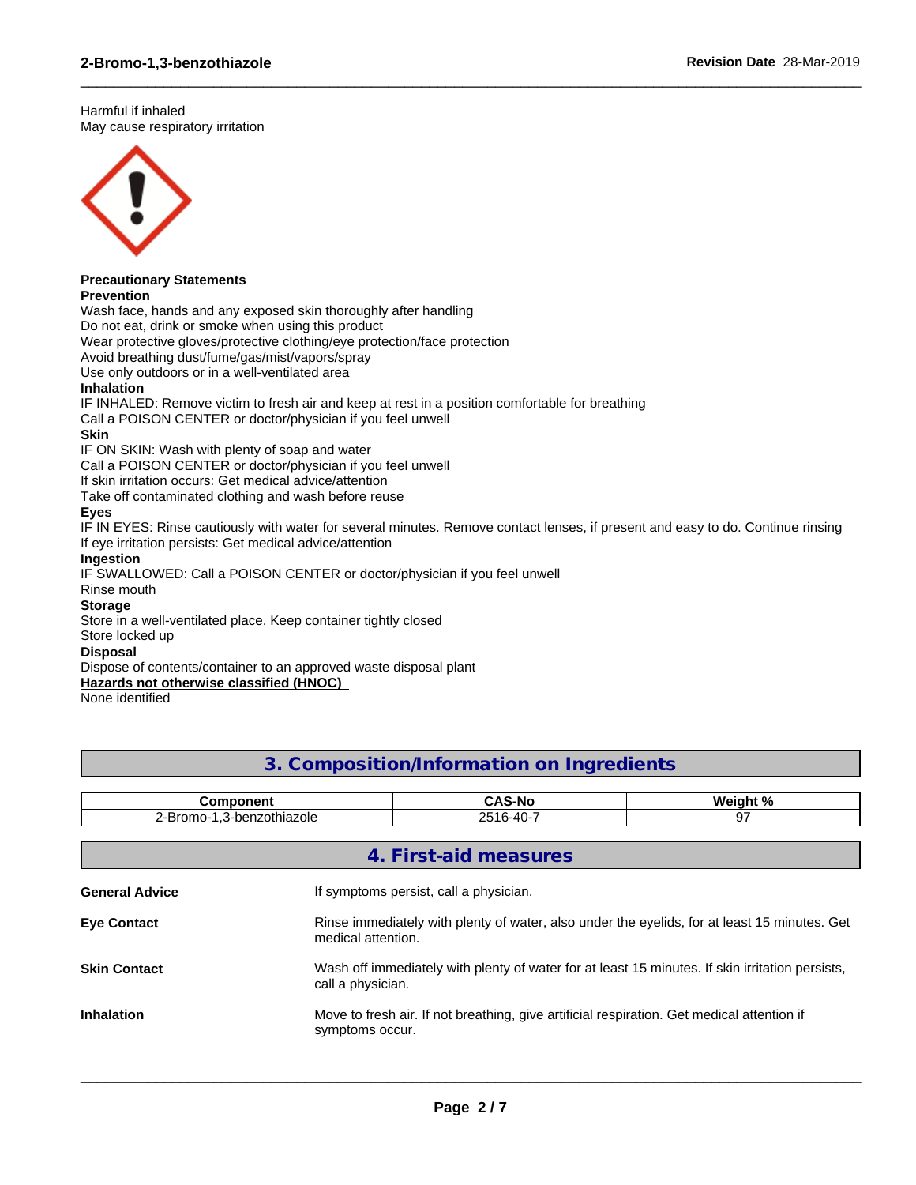Harmful if inhaled
May cause respiratory irritation

**Precautionary Statements**
**Prevention**
Wash face, hands and any exposed skin thoroughly after handling
Do not eat, drink or smoke when using this product
Wear protective gloves/protective clothing/eye protection/face protection
Avoid breathing dust/fume/gas/mist/vapors/spray
Use only outdoors or in a well-ventilated area
**Inhalation**
IF INHALED: Remove victim to fresh air and keep at rest in a position comfortable for breathing
Call a POISON CENTER or doctor/physician if you feel unwell
**Skin**
IF ON SKIN: Wash with plenty of soap and water
Call a POISON CENTER or doctor/physician if you feel unwell
If skin irritation occurs: Get medical advice/attention
Take off contaminated clothing and wash before reuse
**Eyes**
IF IN EYES: Rinse cautiously with water for several minutes. Remove contact lenses, if present and easy to do. Continue rinsing
If eye irritation persists: Get medical advice/attention
**Ingestion**
IF SWALLOWED: Call a POISON CENTER or doctor/physician if you feel unwell
Rinse mouth
**Storage**
Store in a well-ventilated place. Keep container tightly closed
Store locked up
**Disposal**
Dispose of contents/container to an approved waste disposal plant
**Hazards not otherwise classified (HNOC)**
None identified

## 3. Composition/Information on Ingredients

| Component | CAS-No | Weight % |
|---|---|---|
| 2-Bromo-1,3-benzothiazole | 2516-40-7 | 97 |

## 4. First-aid measures

**General Advice** If symptoms persist, call a physician.

**Eye Contact** Rinse immediately with plenty of water, also under the eyelids, for at least 15 minutes. Get medical attention.

**Skin Contact** Wash off immediately with plenty of water for at least 15 minutes. If skin irritation persists, call a physician.

**Inhalation** Move to fresh air. If not breathing, give artificial respiration. Get medical attention if symptoms occur.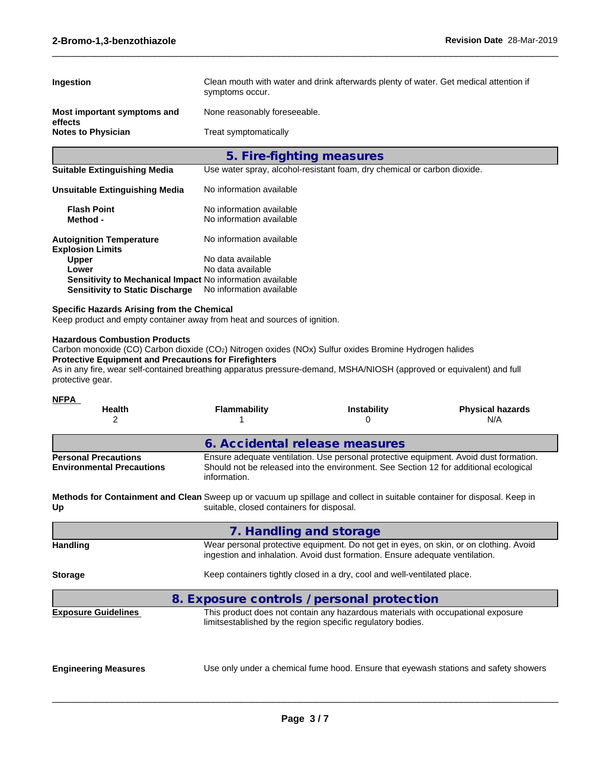**Ingestion** — Clean mouth with water and drink afterwards plenty of water. Get medical attention if symptoms occur.

**Most important symptoms and effects** — None reasonably foreseeable.

**Notes to Physician** — Treat symptomatically

## 5. Fire-fighting measures

**Suitable Extinguishing Media** — Use water spray, alcohol-resistant foam, dry chemical or carbon dioxide.

**Unsuitable Extinguishing Media** — No information available

**Flash Point** — No information available
**Method -** — No information available

**Autoignition Temperature** — No information available

**Explosion Limits**
**Upper** — No data available
**Lower** — No data available
**Sensitivity to Mechanical Impact** — No information available
**Sensitivity to Static Discharge** — No information available

**Specific Hazards Arising from the Chemical**
Keep product and empty container away from heat and sources of ignition.

**Hazardous Combustion Products**
Carbon monoxide (CO) Carbon dioxide ($CO_2$) Nitrogen oxides (NOx) Sulfur oxides Bromine Hydrogen halides

**Protective Equipment and Precautions for Firefighters**
As in any fire, wear self-contained breathing apparatus pressure-demand, MSHA/NIOSH (approved or equivalent) and full protective gear.

**NFPA**

| Health | Flammability | Instability | Physical hazards |
|---|---|---|---|
| 2 | 1 | 0 | N/A |

## 6. Accidental release measures

**Personal Precautions** — Ensure adequate ventilation. Use personal protective equipment. Avoid dust formation.

**Environmental Precautions** — Should not be released into the environment. See Section 12 for additional ecological information.

**Methods for Containment and Clean Up** — Sweep up or vacuum up spillage and collect in suitable container for disposal. Keep in suitable, closed containers for disposal.

## 7. Handling and storage

**Handling** — Wear personal protective equipment. Do not get in eyes, on skin, or on clothing. Avoid ingestion and inhalation. Avoid dust formation. Ensure adequate ventilation.

**Storage** — Keep containers tightly closed in a dry, cool and well-ventilated place.

## 8. Exposure controls / personal protection

**Exposure Guidelines** — This product does not contain any hazardous materials with occupational exposure limitsestablished by the region specific regulatory bodies.

**Engineering Measures** — Use only under a chemical fume hood. Ensure that eyewash stations and safety showers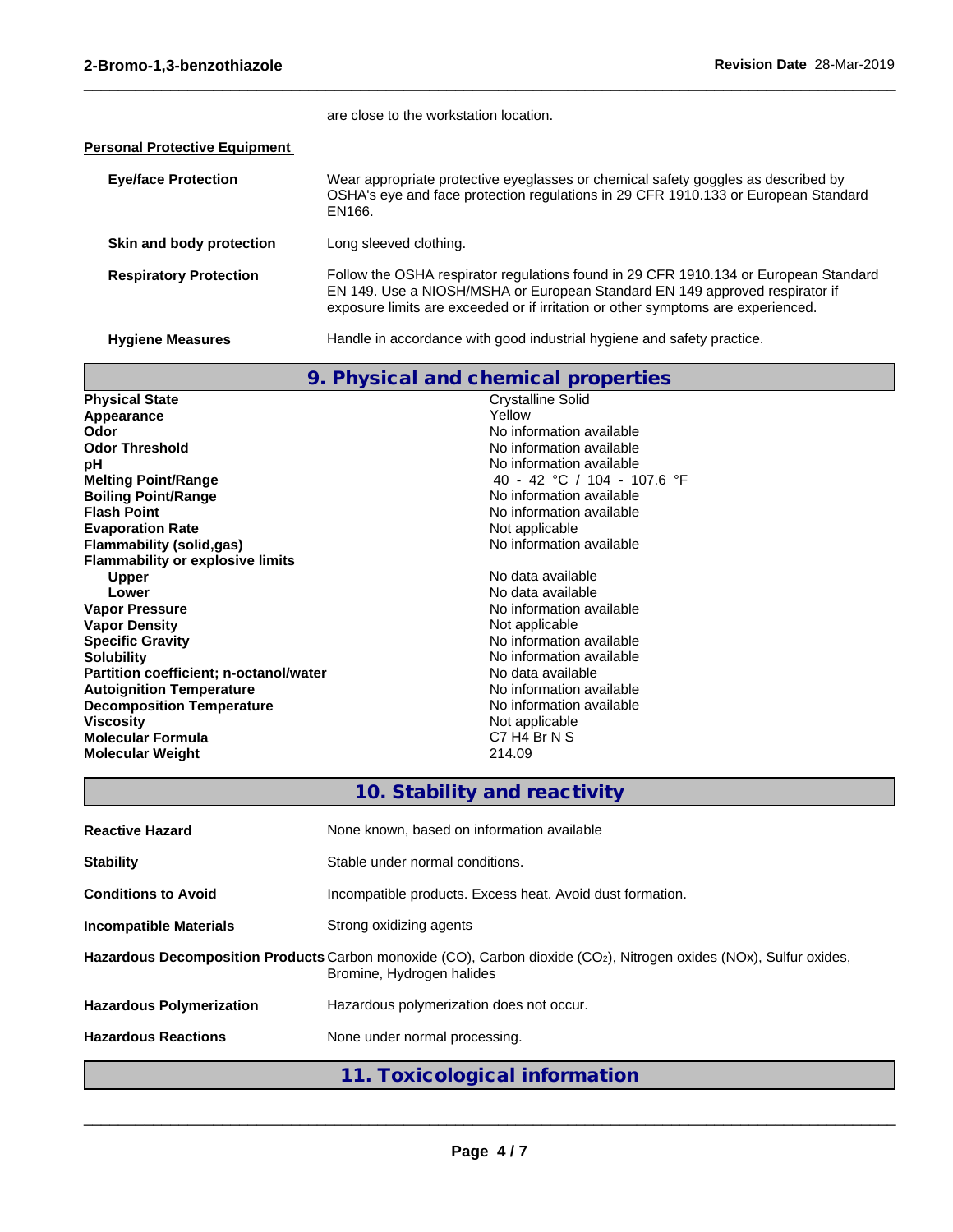are close to the workstation location.

**Personal Protective Equipment**

| | |
|---|---|
| **Eye/face Protection** | Wear appropriate protective eyeglasses or chemical safety goggles as described by OSHA's eye and face protection regulations in 29 CFR 1910.133 or European Standard EN166. |
| **Skin and body protection** | Long sleeved clothing. |
| **Respiratory Protection** | Follow the OSHA respirator regulations found in 29 CFR 1910.134 or European Standard EN 149. Use a NIOSH/MSHA or European Standard EN 149 approved respirator if exposure limits are exceeded or if irritation or other symptoms are experienced. |
| **Hygiene Measures** | Handle in accordance with good industrial hygiene and safety practice. |

## 9. Physical and chemical properties

| | |
|---|---|
| **Physical State** | Crystalline Solid |
| **Appearance** | Yellow |
| **Odor** | No information available |
| **Odor Threshold** | No information available |
| **pH** | No information available |
| **Melting Point/Range** | 40 - 42 °C / 104 - 107.6 °F |
| **Boiling Point/Range** | No information available |
| **Flash Point** | No information available |
| **Evaporation Rate** | Not applicable |
| **Flammability (solid,gas)** | No information available |
| **Flammability or explosive limits** | |
| **Upper** | No data available |
| **Lower** | No data available |
| **Vapor Pressure** | No information available |
| **Vapor Density** | Not applicable |
| **Specific Gravity** | No information available |
| **Solubility** | No information available |
| **Partition coefficient; n-octanol/water** | No data available |
| **Autoignition Temperature** | No information available |
| **Decomposition Temperature** | No information available |
| **Viscosity** | Not applicable |
| **Molecular Formula** | C7 H4 Br N S |
| **Molecular Weight** | 214.09 |

## 10. Stability and reactivity

| | |
|---|---|
| **Reactive Hazard** | None known, based on information available |
| **Stability** | Stable under normal conditions. |
| **Conditions to Avoid** | Incompatible products. Excess heat. Avoid dust formation. |
| **Incompatible Materials** | Strong oxidizing agents |
| **Hazardous Decomposition Products** | Carbon monoxide (CO), Carbon dioxide ($CO_2$), Nitrogen oxides (NOx), Sulfur oxides, Bromine, Hydrogen halides |
| **Hazardous Polymerization** | Hazardous polymerization does not occur. |
| **Hazardous Reactions** | None under normal processing. |

## 11. Toxicological information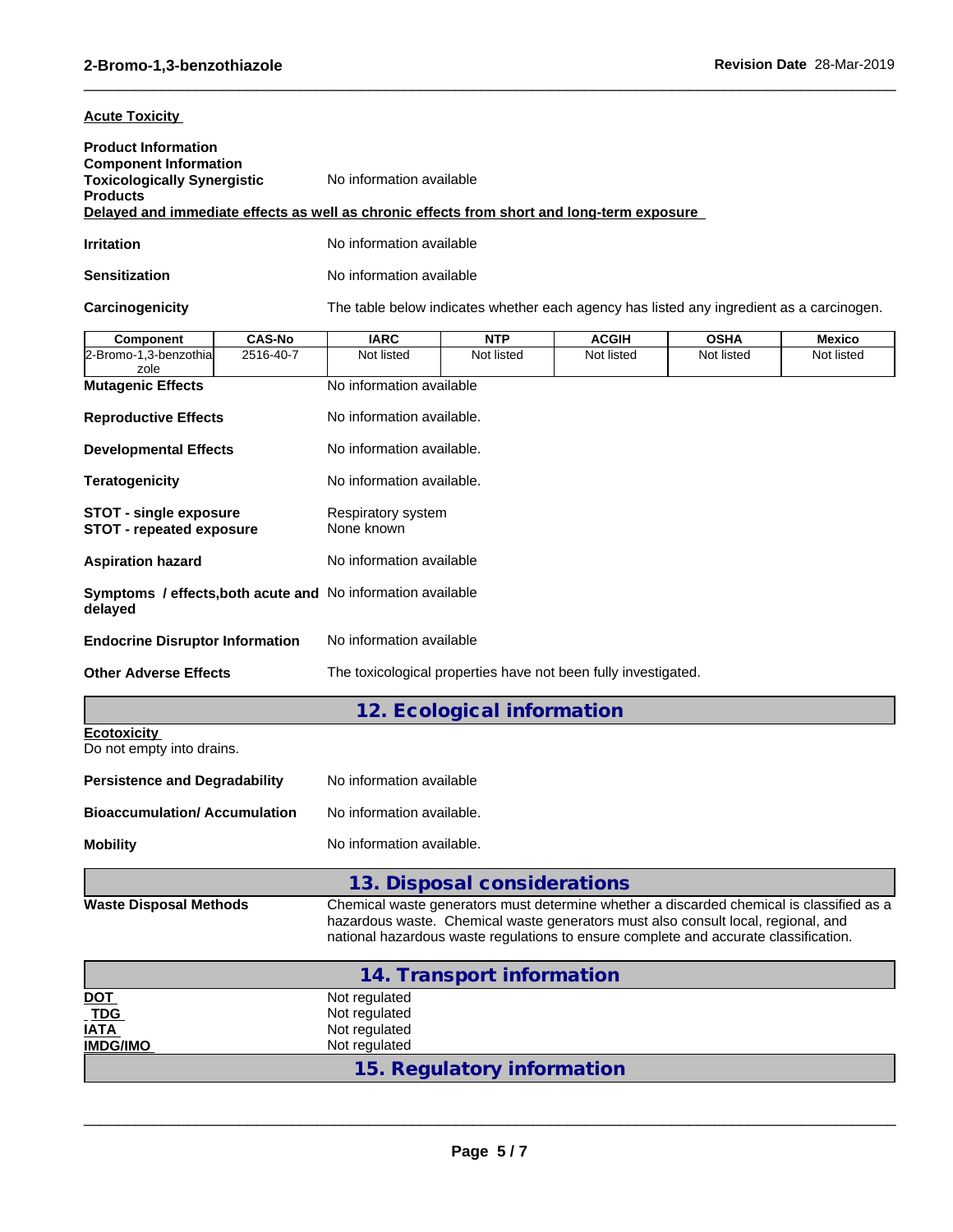**Acute Toxicity**

**Product Information**
**Component Information**
**Toxicologically Synergistic Products** No information available

**Delayed and immediate effects as well as chronic effects from short and long-term exposure**

**Irritation** No information available

**Sensitization** No information available

**Carcinogenicity** The table below indicates whether each agency has listed any ingredient as a carcinogen.

| Component | CAS-No | IARC | NTP | ACGIH | OSHA | Mexico |
|---|---|---|---|---|---|---|
| 2-Bromo-1,3-benzothiazole | 2516-40-7 | Not listed | Not listed | Not listed | Not listed | Not listed |

**Mutagenic Effects** No information available

**Reproductive Effects** No information available.

**Developmental Effects** No information available.

**Teratogenicity** No information available.

**STOT - single exposure** Respiratory system
**STOT - repeated exposure** None known

**Aspiration hazard** No information available

**Symptoms / effects,both acute and delayed** No information available

**Endocrine Disruptor Information** No information available

**Other Adverse Effects** The toxicological properties have not been fully investigated.

## 12. Ecological information

**Ecotoxicity**
Do not empty into drains.

**Persistence and Degradability** No information available

**Bioaccumulation/ Accumulation** No information available.

**Mobility** No information available.

## 13. Disposal considerations

**Waste Disposal Methods** Chemical waste generators must determine whether a discarded chemical is classified as a hazardous waste. Chemical waste generators must also consult local, regional, and national hazardous waste regulations to ensure complete and accurate classification.

## 14. Transport information

**DOT** Not regulated
**TDG** Not regulated
**IATA** Not regulated
**IMDG/IMO** Not regulated

## 15. Regulatory information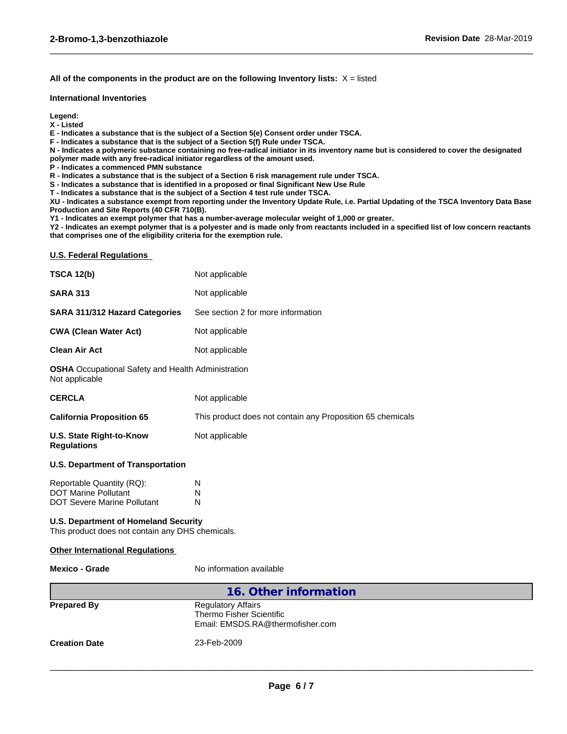**All of the components in the product are on the following Inventory lists:** X = listed

**International Inventories**

**Legend:**
**X - Listed**
**E - Indicates a substance that is the subject of a Section 5(e) Consent order under TSCA.**
**F - Indicates a substance that is the subject of a Section 5(f) Rule under TSCA.**
**N - Indicates a polymeric substance containing no free-radical initiator in its inventory name but is considered to cover the designated polymer made with any free-radical initiator regardless of the amount used.**
**P - Indicates a commenced PMN substance**
**R - Indicates a substance that is the subject of a Section 6 risk management rule under TSCA.**
**S - Indicates a substance that is identified in a proposed or final Significant New Use Rule**
**T - Indicates a substance that is the subject of a Section 4 test rule under TSCA.**
**XU - Indicates a substance exempt from reporting under the Inventory Update Rule, i.e. Partial Updating of the TSCA Inventory Data Base Production and Site Reports (40 CFR 710(B).**
**Y1 - Indicates an exempt polymer that has a number-average molecular weight of 1,000 or greater.**
**Y2 - Indicates an exempt polymer that is a polyester and is made only from reactants included in a specified list of low concern reactants that comprises one of the eligibility criteria for the exemption rule.**

**U.S. Federal Regulations**

| | |
|---|---|
| **TSCA 12(b)** | Not applicable |
| **SARA 313** | Not applicable |
| **SARA 311/312 Hazard Categories** | See section 2 for more information |
| **CWA (Clean Water Act)** | Not applicable |
| **Clean Air Act** | Not applicable |

**OSHA** Occupational Safety and Health Administration
Not applicable

| | |
|---|---|
| **CERCLA** | Not applicable |
| **California Proposition 65** | This product does not contain any Proposition 65 chemicals |
| **U.S. State Right-to-Know Regulations** | Not applicable |

**U.S. Department of Transportation**

| | |
|---|---|
| Reportable Quantity (RQ): | N |
| DOT Marine Pollutant | N |
| DOT Severe Marine Pollutant | N |

**U.S. Department of Homeland Security**
This product does not contain any DHS chemicals.

**Other International Regulations**

| | |
|---|---|
| **Mexico - Grade** | No information available |

## 16. Other information

| | |
|---|---|
| **Prepared By** | Regulatory Affairs<br>Thermo Fisher Scientific<br>Email: EMSDS.RA@thermofisher.com |
| **Creation Date** | 23-Feb-2009 |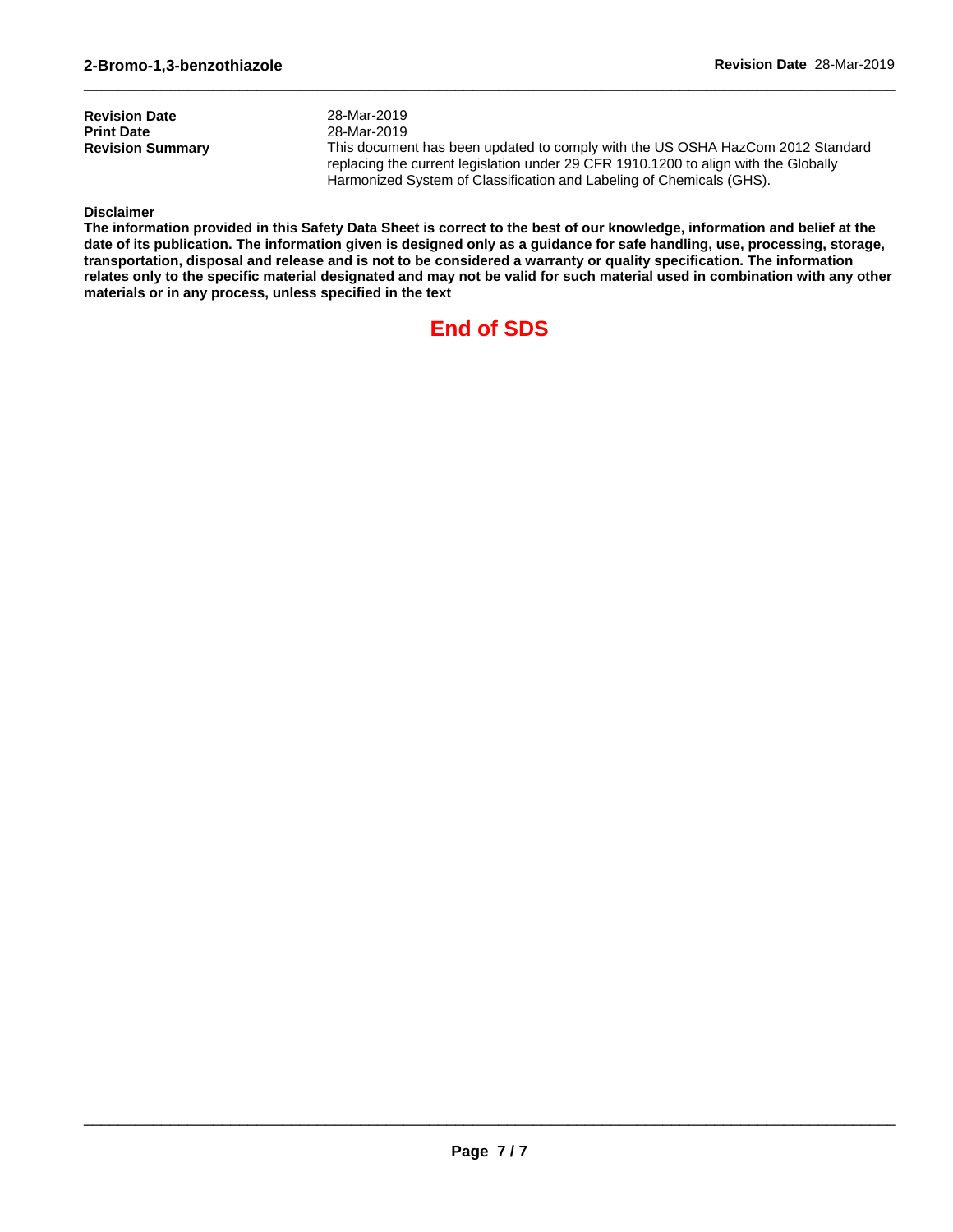| | |
|---|---|
| **Revision Date** | 28-Mar-2019 |
| **Print Date** | 28-Mar-2019 |
| **Revision Summary** | This document has been updated to comply with the US OSHA HazCom 2012 Standard replacing the current legislation under 29 CFR 1910.1200 to align with the Globally Harmonized System of Classification and Labeling of Chemicals (GHS). |

**Disclaimer**

**The information provided in this Safety Data Sheet is correct to the best of our knowledge, information and belief at the date of its publication. The information given is designed only as a guidance for safe handling, use, processing, storage, transportation, disposal and release and is not to be considered a warranty or quality specification. The information relates only to the specific material designated and may not be valid for such material used in combination with any other materials or in any process, unless specified in the text**

## End of SDS